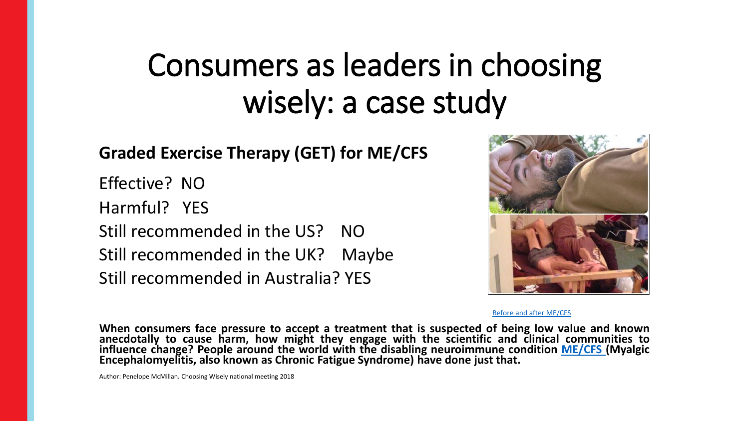# Consumers as leaders in choosing wisely: a case study

**Graded Exercise Therapy (GET) for ME/CFS**

Effective? NO

Harmful? YES

Still recommended in the US? NO

Still recommended in the UK? Maybe

Still recommended in Australia? YES

Before and after ME/CFS

**When consumers face pressure to accept a treatment that is suspected of being low value and known anecdotally to cause harm, how might they engage with the scientific and clinical communities to influence change? People around the world with the disabling neuroimmune condition ME/CFS (Myalgic Encephalomyelitis, also known as Chronic Fatigue Syndrome) have done just that.**

Author: Penelope McMillan. Choosing Wisely national meeting 2018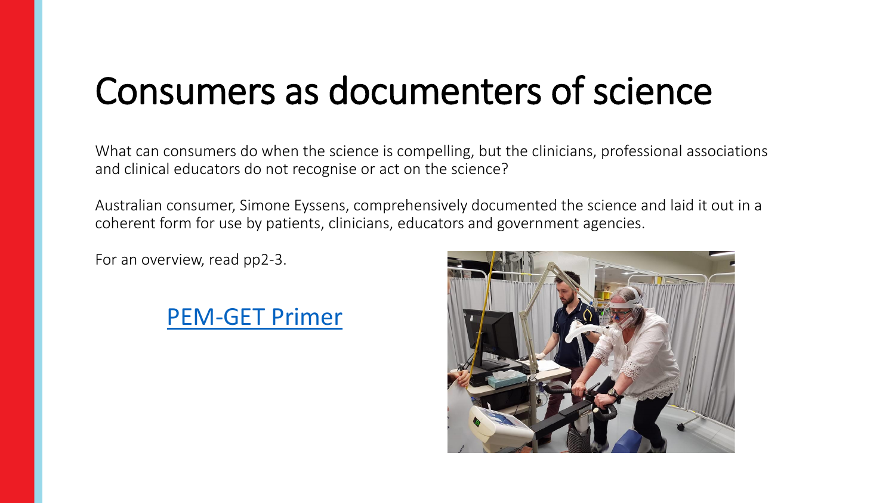# Consumers as documenters of science

What can consumers do when the science is compelling, but the clinicians, professional associations and clinical educators do not recognise or act on the science?

Australian consumer, Simone Eyssens, comprehensively documented the science and laid it out in a coherent form for use by patients, clinicians, educators and government agencies.

For an overview, read pp2-3.

PEM-GET Primer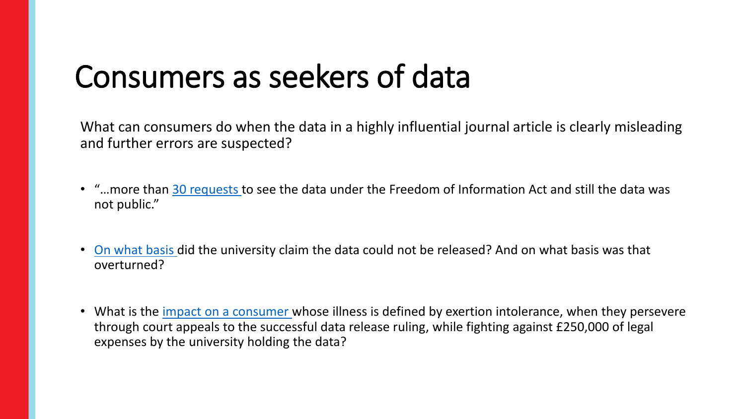# Consumers as seekers of data

What can consumers do when the data in a highly influential journal article is clearly misleading and further errors are suspected?

- "…more than 30 requests to see the data under the Freedom of Information Act and still the data was not public."
- On what basis did the university claim the data could not be released? And on what basis was that overturned?
- What is the impact on a consumer whose illness is defined by exertion intolerance, when they persevere through court appeals to the successful data release ruling, while fighting against £250,000 of legal expenses by the university holding the data?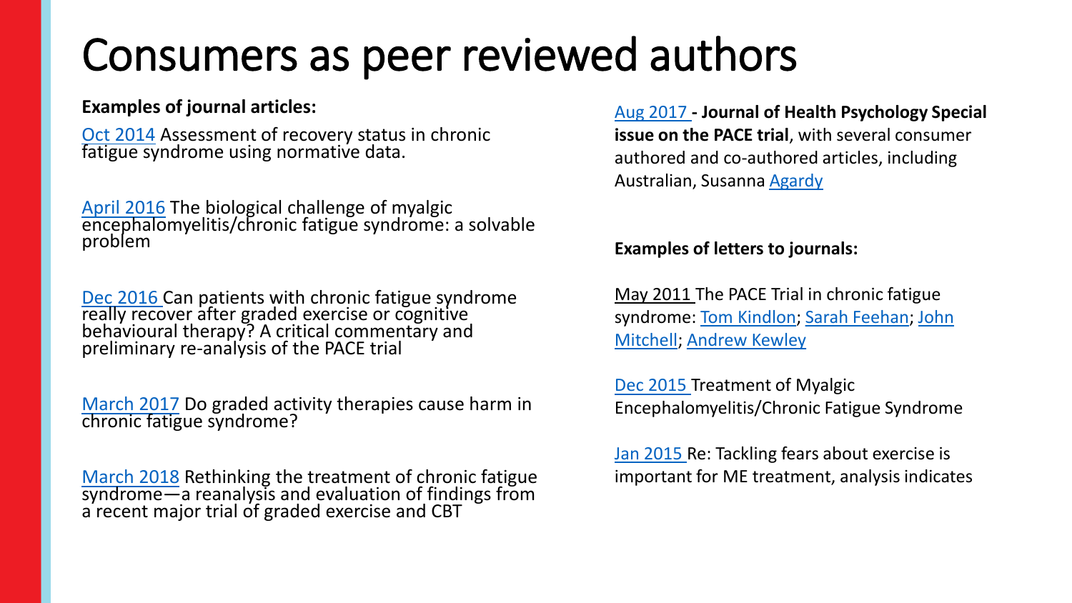# Consumers as peer reviewed authors

**Examples of journal articles:**

Oct 2014 Assessment of recovery status in chronic fatigue syndrome using normative data.

April 2016 The biological challenge of myalgic encephalomyelitis/chronic fatigue syndrome: a solvable problem

Dec 2016 Can patients with chronic fatigue syndrome really recover after graded exercise or cognitive behavioural therapy? A critical commentary and preliminary re-analysis of the PACE trial

March 2017 Do graded activity therapies cause harm in chronic fatigue syndrome?

March 2018 Rethinking the treatment of chronic fatigue syndrome—a reanalysis and evaluation of findings from a recent major trial of graded exercise and CBT

Aug 2017 **- Journal of Health Psychology Special issue on the PACE trial**, with several consumer authored and co-authored articles, including Australian, Susanna Agardy

**Examples of letters to journals:**

May 2011 The PACE Trial in chronic fatigue syndrome: Tom Kindlon; Sarah Feehan; John Mitchell; Andrew Kewley

Dec 2015 Treatment of Myalgic Encephalomyelitis/Chronic Fatigue Syndrome

Jan 2015 Re: Tackling fears about exercise is important for ME treatment, analysis indicates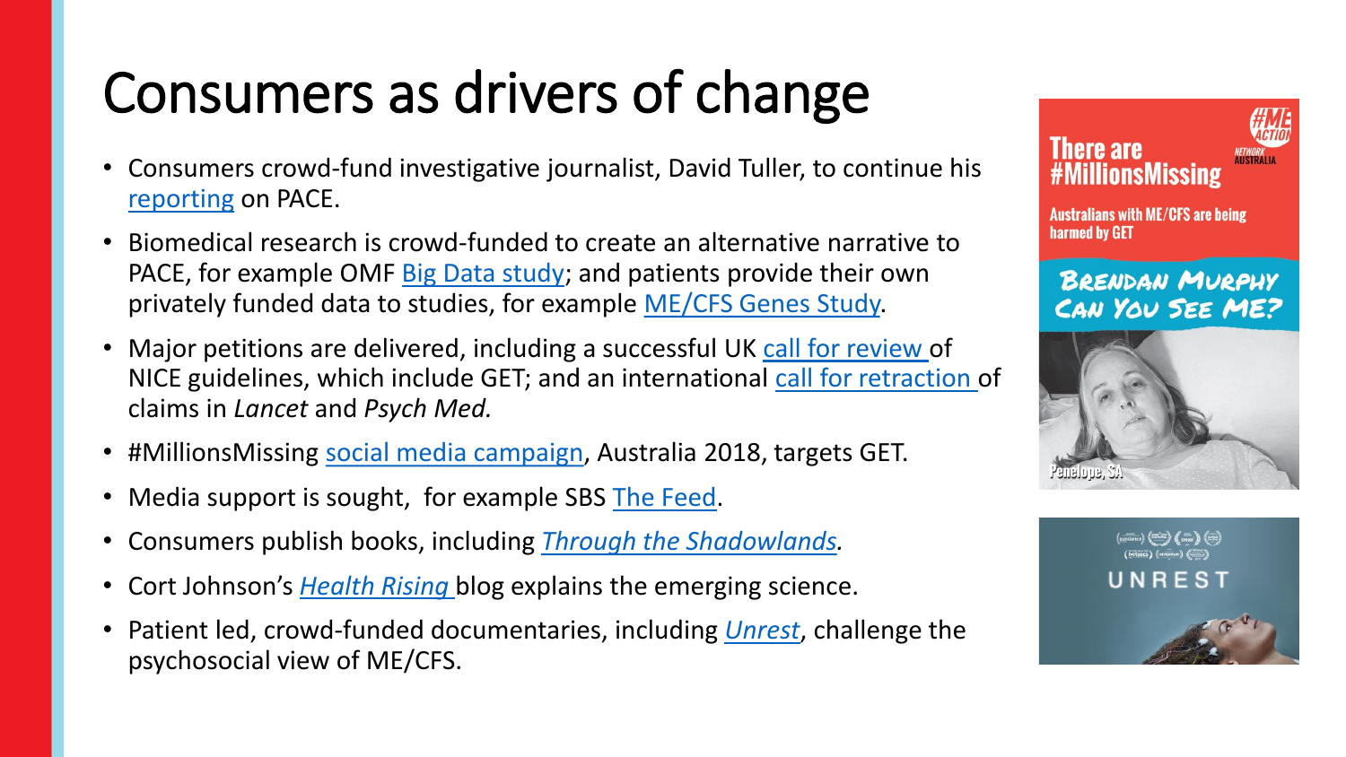# Consumers as drivers of change

- Consumers crowd-fund investigative journalist, David Tuller, to continue his reporting on PACE.
- Biomedical research is crowd-funded to create an alternative narrative to PACE, for example OMF Big Data study; and patients provide their own privately funded data to studies, for example ME/CFS Genes Study.
- Major petitions are delivered, including a successful UK call for review of NICE guidelines, which include GET; and an international call for retraction of claims in *Lancet* and *Psych Med.*
- #MillionsMissing social media campaign, Australia 2018, targets GET.
- Media support is sought, for example SBS The Feed.
- Consumers publish books, including *Through the Shadowlands.*
- Cort Johnson's *Health Rising* blog explains the emerging science.
- Patient led, crowd-funded documentaries, including *Unrest*, challenge the psychosocial view of ME/CFS.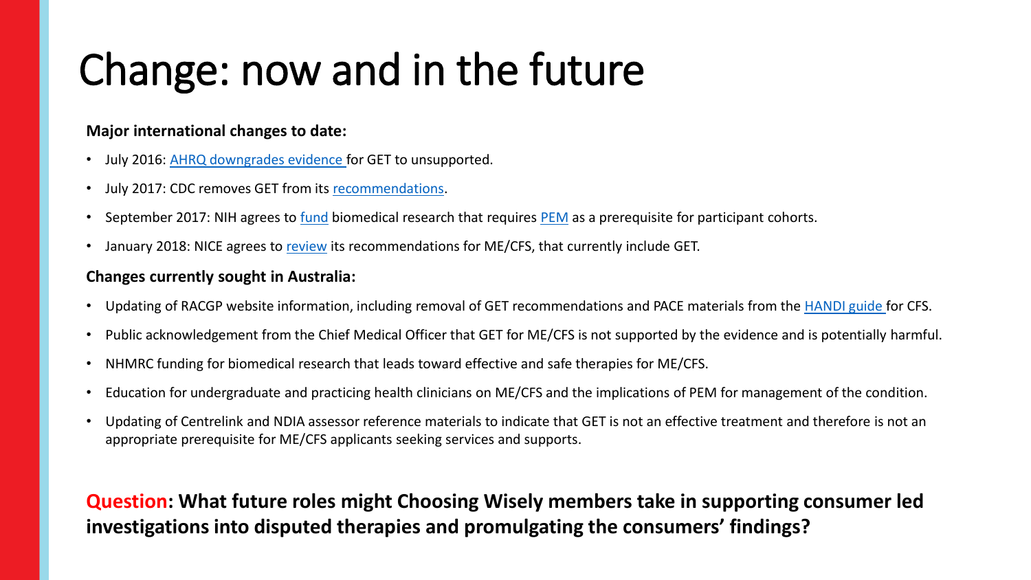# Change: now and in the future

**Major international changes to date:**

- July 2016: AHRQ downgrades evidence for GET to unsupported.
- July 2017: CDC removes GET from its recommendations.
- September 2017: NIH agrees to fund biomedical research that requires PEM as a prerequisite for participant cohorts.
- January 2018: NICE agrees to review its recommendations for ME/CFS, that currently include GET.

**Changes currently sought in Australia:**

- Updating of RACGP website information, including removal of GET recommendations and PACE materials from the HANDI guide for CFS.
- Public acknowledgement from the Chief Medical Officer that GET for ME/CFS is not supported by the evidence and is potentially harmful.
- NHMRC funding for biomedical research that leads toward effective and safe therapies for ME/CFS.
- Education for undergraduate and practicing health clinicians on ME/CFS and the implications of PEM for management of the condition.
- Updating of Centrelink and NDIA assessor reference materials to indicate that GET is not an effective treatment and therefore is not an appropriate prerequisite for ME/CFS applicants seeking services and supports.

**Question: What future roles might Choosing Wisely members take in supporting consumer led investigations into disputed therapies and promulgating the consumers' findings?**